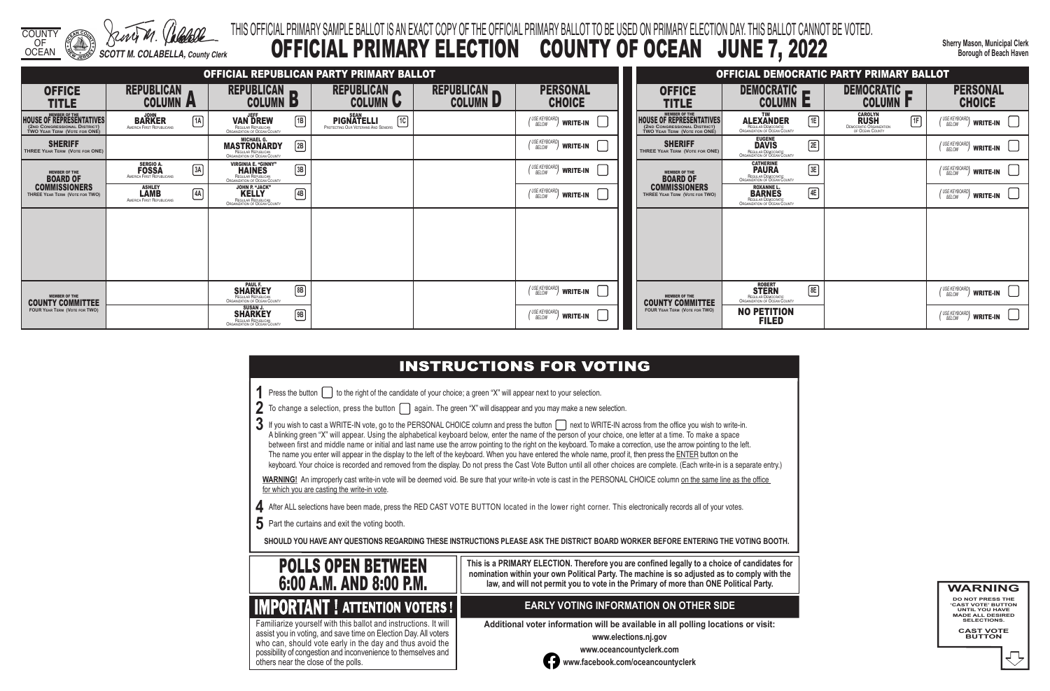COUNTY OF OCEAN

SCOTT M. COLABELLA, County Clerk

THIS OFFICIAL PRIMARY SAMPLE BALLOT IS AN EXACT COPY OF THE OFFICIAL PRIMARY BALLOT TO BE USED ON PRIMARY ELECTION DAY. THIS BALLOT CANNOT BE VOTED.

# OFFICIAL PRIMARY ELECTION COUNTY OF OCEAN JUNE 7, 2022

Sherry Mason, Municipal Clerk
Borough of Beach Haven

## OFFICIAL REPUBLICAN PARTY PRIMARY BALLOT

| OFFICE TITLE | REPUBLICAN COLUMN A | REPUBLICAN COLUMN B | REPUBLICAN COLUMN C | REPUBLICAN COLUMN D | PERSONAL CHOICE |
|---|---|---|---|---|---|
| MEMBER OF THE HOUSE OF REPRESENTATIVES (2nd Congressional District) TWO Year Term (Vote for ONE) | 1A JOHN BARKER America First Republicans | 1B JEFF VAN DREW Regular Republican Organization of Ocean County | 1C SEAN PIGNATELLI Protecting Our Veterans And Seniors | | (USE KEYBOARD BELOW) WRITE-IN |
| SHERIFF THREE Year Term (Vote for ONE) | | 2B MICHAEL G. MASTRONARDY Regular Republican Organization of Ocean County | | | (USE KEYBOARD BELOW) WRITE-IN |
| MEMBER OF THE BOARD OF COMMISSIONERS THREE Year Term (Vote for TWO) | 3A SERGIO A. FOSSA America First Republicans | 3B VIRGINIA E. "GINNY" HAINES Regular Republican Organization of Ocean County | | | (USE KEYBOARD BELOW) WRITE-IN |
| | 4A ASHLEY LAMB America First Republicans | 4B JOHN P. "JACK" KELLY Regular Republican Organization of Ocean County | | | (USE KEYBOARD BELOW) WRITE-IN |
| MEMBER OF THE COUNTY COMMITTEE FOUR Year Term (Vote for TWO) | | 8B PAUL F. SHARKEY Regular Republican Organization of Ocean County | | | (USE KEYBOARD BELOW) WRITE-IN |
| | | 9B SUSAN J. SHARKEY Regular Republican Organization of Ocean County | | | (USE KEYBOARD BELOW) WRITE-IN |

## OFFICIAL DEMOCRATIC PARTY PRIMARY BALLOT

| OFFICE TITLE | DEMOCRATIC COLUMN E | DEMOCRATIC COLUMN F | PERSONAL CHOICE |
|---|---|---|---|
| MEMBER OF THE HOUSE OF REPRESENTATIVES (2nd Congressional District) TWO Year Term (Vote for ONE) | 1E TIM ALEXANDER Regular Democratic Organization of Ocean County | 1F CAROLYN RUSH Democratic Organization of Ocean County | (USE KEYBOARD BELOW) WRITE-IN |
| SHERIFF THREE Year Term (Vote for ONE) | 2E EUGENE DAVIS Regular Democratic Organization of Ocean County | | (USE KEYBOARD BELOW) WRITE-IN |
| MEMBER OF THE BOARD OF COMMISSIONERS THREE Year Term (Vote for TWO) | 3E CATHERINE PAURA Regular Democratic Organization of Ocean County | | (USE KEYBOARD BELOW) WRITE-IN |
| | 4E ROXANNE L. BARNES Regular Democratic Organization of Ocean County | | (USE KEYBOARD BELOW) WRITE-IN |
| MEMBER OF THE COUNTY COMMITTEE FOUR Year Term (Vote for TWO) | 8E ROBERT STERN Regular Democratic Organization of Ocean County | | (USE KEYBOARD BELOW) WRITE-IN |
| | NO PETITION FILED | | (USE KEYBOARD BELOW) WRITE-IN |

## INSTRUCTIONS FOR VOTING

1. Press the button to the right of the candidate of your choice; a green "X" will appear next to your selection.
2. To change a selection, press the button again. The green "X" will disappear and you may make a new selection.
3. If you wish to cast a WRITE-IN vote, go to the PERSONAL CHOICE column and press the button next to WRITE-IN across from the office you wish to write-in. A blinking green "X" will appear. Using the alphabetical keyboard below, enter the name of the person of your choice, one letter at a time. To make a space between first and middle name or initial and last name use the arrow pointing to the right on the keyboard. To make a correction, use the arrow pointing to the left. The name you enter will appear in the display to the left of the keyboard. When you have entered the whole name, proof it, then press the ENTER button on the keyboard. Your choice is recorded and removed from the display. Do not press the Cast Vote Button until all other choices are complete. (Each write-in is a separate entry.)

**WARNING!** An improperly cast write-in vote will be deemed void. Be sure that your write-in vote is cast in the PERSONAL CHOICE column on the same line as the office for which you are casting the write-in vote.

4. After ALL selections have been made, press the RED CAST VOTE BUTTON located in the lower right corner. This electronically records all of your votes.
5. Part the curtains and exit the voting booth.

**SHOULD YOU HAVE ANY QUESTIONS REGARDING THESE INSTRUCTIONS PLEASE ASK THE DISTRICT BOARD WORKER BEFORE ENTERING THE VOTING BOOTH.**

## POLLS OPEN BETWEEN 6:00 A.M. AND 8:00 P.M.

**This is a PRIMARY ELECTION. Therefore you are confined legally to a choice of candidates for nomination within your own Political Party. The machine is so adjusted as to comply with the law, and will not permit you to vote in the Primary of more than ONE Political Party.**

## IMPORTANT ! ATTENTION VOTERS !

Familiarize yourself with this ballot and instructions. It will assist you in voting, and save time on Election Day. All voters who can, should vote early in the day and thus avoid the possibility of congestion and inconvenience to themselves and others near the close of the polls.

## EARLY VOTING INFORMATION ON OTHER SIDE

**Additional voter information will be available in all polling locations or visit:**

**www.elections.nj.gov**

**www.oceancountyclerk.com**

**www.facebook.com/oceancountyclerk**

**WARNING**

DO NOT PRESS THE 'CAST VOTE' BUTTON UNTIL YOU HAVE MADE ALL DESIRED SELECTIONS.

CAST VOTE BUTTON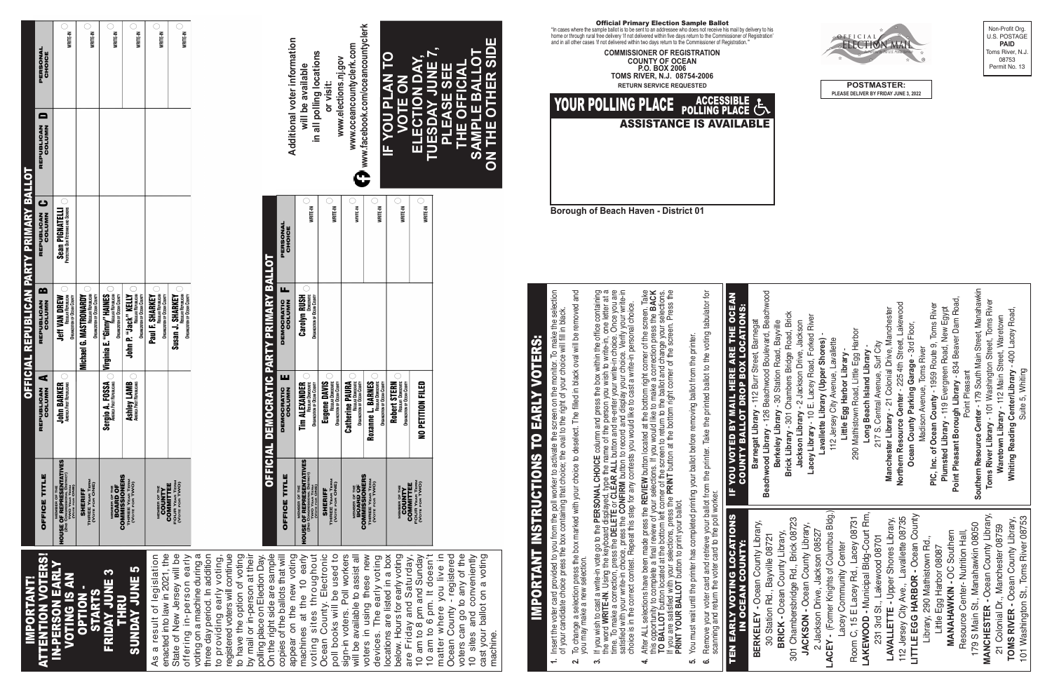# IMPORTANT! ATTENTION VOTERS! IN-PERSON EARLY VOTING IS AN OPTION - STARTS FRIDAY JUNE 3 THRU SUNDAY JUNE 5

As a result of legislation enacted into law in 2021, the State of New Jersey will be offering in-person early voting on a machine during a three day period. In addition to providing early voting, registered voters will continue to have the option of voting by mail or in-person at their polling place on Election Day. On the right side are sample copies of the ballots that will appear on the new voting machines at the 10 early voting sites throughout Ocean County. Electronic poll books will be used to sign-in voters. Poll workers will be available to assist all voters in using these new devices. The early voting locations are listed in a box below. Hours for early voting are Friday and Saturday, 10 am to 8 pm and Sunday 10 am to 6 pm. It doesn't matter where you live in Ocean County - registered voters can go to any of the 10 sites and conveniently cast your ballot on a voting machine.

## OFFICIAL REPUBLICAN PARTY PRIMARY BALLOT

| OFFICE TITLE | REPUBLICAN COLUMN A | REPUBLICAN COLUMN B | REPUBLICAN COLUMN C | REPUBLICAN COLUMN D | PERSONAL CHOICE |
|---|---|---|---|---|---|
| MEMBER OF THE HOUSE OF REPRESENTATIVES (2nd Congressional District) TWO Year Term (Vote for ONE) | John BARKER America First Republicans | Jeff VAN DREW Regular Republican Organization of Ocean County | Sean PIGNATELLI Protecting Our Veterans and Seniors | | WRITE-IN |
| SHERIFF THREE Year Term (Vote for ONE) | | Michael G. MASTRONARDY Regular Republican Organization of Ocean County | | | WRITE-IN |
| MEMBER OF THE BOARD OF COMMISSIONERS THREE Year Term (Vote for TWO) | Sergio A. FOSSA America First Republicans | Virginia E. "Ginny" HAINES Regular Republican Organization of Ocean County | | | WRITE-IN |
| | Ashley LAMB America First Republicans | John P. "Jack" KELLY Regular Republican Organization of Ocean County | | | WRITE-IN |
| MEMBER OF THE COUNTY COMMITTEE FOUR Year Term (Vote for TWO) | | Paul F. SHARKEY Regular Republican Organization of Ocean County | | | WRITE-IN |
| | | Susan J. SHARKEY Regular Republican Organization of Ocean County | | | WRITE-IN |

## OFFICIAL DEMOCRATIC PARTY PRIMARY BALLOT

| OFFICE TITLE | DEMOCRATIC COLUMN E | DEMOCRATIC COLUMN F | PERSONAL CHOICE |
|---|---|---|---|
| MEMBER OF THE HOUSE OF REPRESENTATIVES (2nd Congressional District) TWO Year Term (Vote for ONE) | Tim ALEXANDER Regular Democratic Organization of Ocean County | Carolyn RUSH Democratic | WRITE-IN |
| SHERIFF THREE Year Term (Vote for ONE) | Eugene DAVIS Regular Democratic Organization of Ocean County | | WRITE-IN |
| MEMBER OF THE BOARD OF COMMISSIONERS THREE Year Term (Vote for TWO) | Catherine PAURA Regular Democratic Organization of Ocean County | | WRITE-IN |
| | Roxanne L. BARNES Regular Democratic Organization of Ocean County | | WRITE-IN |
| MEMBER OF THE COUNTY COMMITTEE FOUR Year Term (Vote for TWO) | Robert STERN Regular Democratic Organization of Ocean County | | WRITE-IN |
| | NO PETITION FILED | | WRITE-IN |

Additional voter information will be available in all polling locations or visit:
www.elections.nj.gov
www.oceancountyclerk.com
www.facebook.com/oceancountyclerk

**IF YOU PLAN TO VOTE ON ELECTION DAY, TUESDAY JUNE 7, PLEASE SEE THE OFFICIAL SAMPLE BALLOT ON THE OTHER SIDE**

## IMPORTANT INSTRUCTIONS TO EARLY VOTERS:

1. Insert the voter card provided to you from the poll worker to activate the screen on the monitor. To make the selection of your candidate choice press the box containing that choice; the oval to the right of your choice will fill in black.
2. To change a selection press the box marked with your choice to deselect. The filled in black oval will be removed and you may make a new selection.
3. If you wish to cast a write-in vote go to the **PERSONAL CHOICE** column and press the box within the office containing the word **WRITE-IN**. Using the keyboard displayed, type the name of the person you wish to write-in, one letter at a time. To make a correction, press the **DELETE** or **CLEAR ALL** button and re-enter your write-in choice. Once you are satisfied with your write-in choice, press the **CONFIRM** button to record and display your choice. Verify your write-in choice is in the correct contest. Repeat this step for any contests you would like to cast a write-in personal choice.
4. After ALL selections have been made press the **REVIEW** button located at the bottom right corner of the screen. Take this opportunity to complete a final review of your selections. If you would like to make a correction press the **BACK TO BALLOT** button located at the bottom left corner of the screen to return to the ballot and change your selections. If you are satisfied with your selections, press the **PRINT** button at the bottom right corner of the screen. Press the **PRINT YOUR BALLOT** button to print your ballot.
5. You must wait until the printer has completed printing your ballot before removing ballot from the printer.
6. Remove your voter card and retrieve your ballot from the printer. Take the printed ballot to the voting tabulator for scanning and return the voter card to the poll worker.

## TEN EARLY VOTING LOCATIONS IN OCEAN COUNTY:

**BERKELEY** - Ocean County Library, 30 Station Rd., Bayville 08721
**BRICK** - Ocean County Library, 301 Chambersbridge Rd., Brick 08723
**JACKSON** - Ocean County Library, 2 Jackson Drive, Jackson 08527
**LACEY** - (Former Knights of Columbus Bldg.) Room C, 15 E Lacey Rd., Lacey 08731
**LAKEWOOD** - Municipal Bldg-Court Rm, 231 3rd St., Lakewood 08701
**LAVALLETTE** - Upper Shores Library, 112 Jersey City Ave., Lavallette 08735
**LITTLE EGG HARBOR** - Ocean County Library, 290 Mathistown Rd., Little Egg Harbor 08087
**MANAHAWKIN** - OC Southern Resource Center- Nutrition Hall, 179 S Main St., Manahawkin 08050
**MANCHESTER** - Ocean County Library, 21 Colonial Dr., Manchester 08759
**TOMS RIVER** - Ocean County Library, 101 Washington St., Toms River 08753

## IF YOU VOTED BY MAIL HERE ARE THE OCEAN COUNTY BALLOT DROP BOX LOCATIONS:

Barnegat Library - 112 Burr Street, Barnegat
**Beachwood Library** - 126 Beachwood Boulevard, Beachwood
**Berkeley Library** - 30 Station Road, Bayville
**Brick Library** - 301 Chambers Bridge Road, Brick
**Jackson Library** - 2 Jackson Drive, Jackson
**Lacey Library** - 10 E. Lacey Road, Forked River
**Lavallette Library (Upper Shores)** - 112 Jersey City Avenue, Lavallette
**Little Egg Harbor Library** - 290 Mathistown Road, Little Egg Harbor
**Long Beach Island Library** - 217 S. Central Avenue, Surf City
**Manchester Library** - 21 Colonial Drive, Manchester
**Northern Resource Center** - 225 4th Street, Lakewood
**Ocean County Parking Garage** - 3rd Floor, Madison Avenue, Toms River
**PIC, Inc. of Ocean County** - 1959 Route 9, Toms River
**Plumsted Library** - 119 Evergreen Road, New Egypt
**Point Pleasant Borough Library** - 834 Beaver Dam Road, Point Pleasant
**Southern Resource Center** - 179 South Main Street, Manahawkin
**Toms River Library** - 101 Washington Street, Toms River
**Waretown Library** - 112 Main Street, Waretown
**Whiting Reading Center/Library** - 400 Lacey Road, Suite 5, Whiting

---

**Official Primary Election Sample Ballot**

"In cases where the sample ballot is to be sent to an addressee who does not receive his mail by delivery to his home or through rural free delivery 'If not delivered within five days return to the Commissioner of Registration' and in all other cases 'If not delivered within two days return to the Commissioner of Registration.'"

**COMMISSIONER OF REGISTRATION**
**COUNTY OF OCEAN**
**P.O. BOX 2006**
**TOMS RIVER, N.J. 08754-2006**
**RETURN SERVICE REQUESTED**

OFFICIAL ELECTION MAIL

Non-Profit Org.
U.S. POSTAGE
**PAID**
Toms River, N.J.
08753
Permit No. 13

**POSTMASTER:**
PLEASE DELIVER BY FRIDAY JUNE 3, 2022

**YOUR POLLING PLACE** ACCESSIBLE POLLING PLACE
**ASSISTANCE IS AVAILABLE**

**Borough of Beach Haven - District 01**